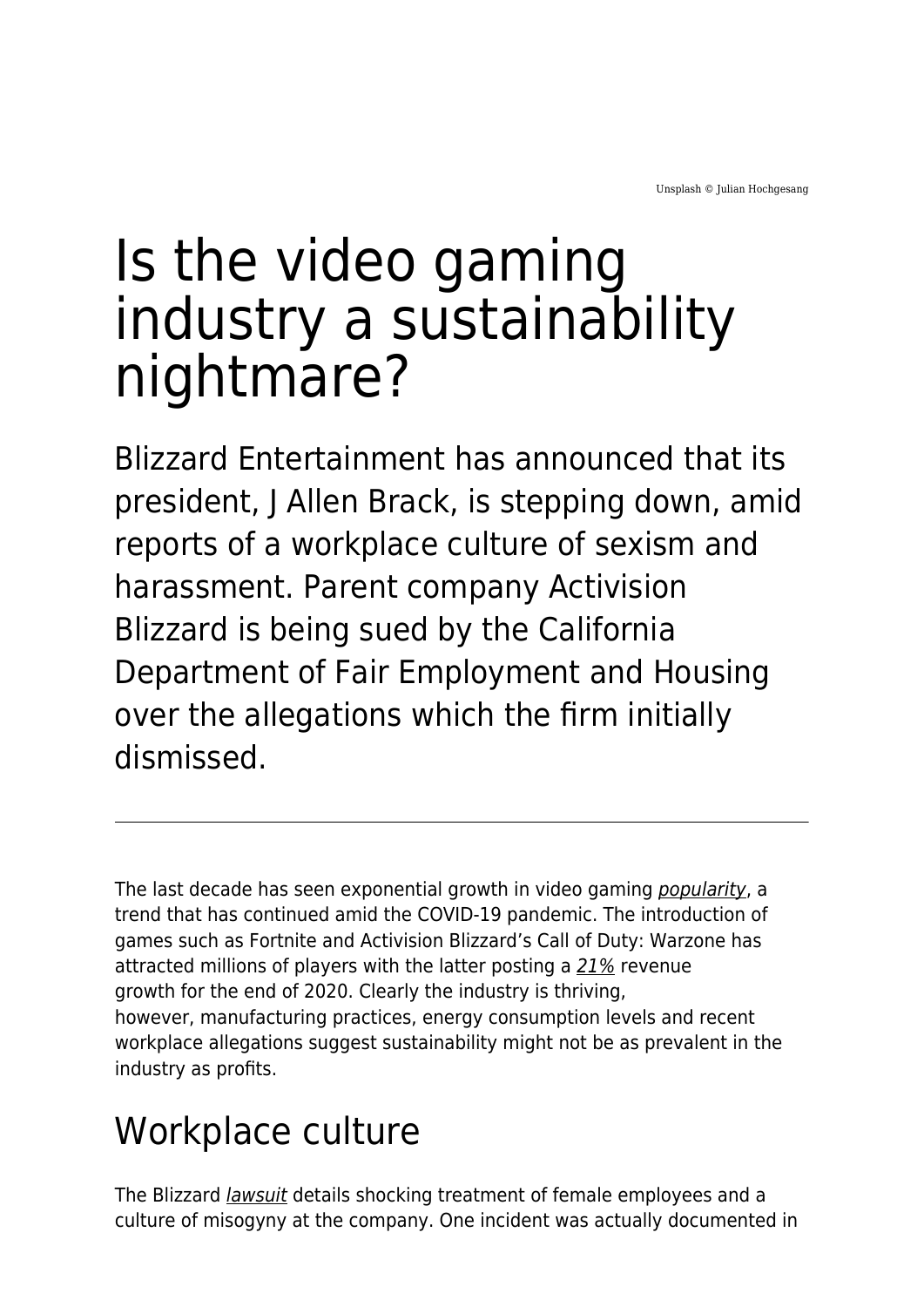Unsplash © Julian Hochgesang

# Is the video gaming industry a sustainability nightmare?

Blizzard Entertainment has announced that its president, J Allen Brack, is stepping down, amid reports of a workplace culture of sexism and harassment. Parent company Activision Blizzard is being sued by the California Department of Fair Employment and Housing over the allegations which the firm initially dismissed.

---

The last decade has seen exponential growth in video gaming *popularity*, a trend that has continued amid the COVID-19 pandemic. The introduction of games such as Fortnite and Activision Blizzard's Call of Duty: Warzone has attracted millions of players with the latter posting a *21%* revenue growth for the end of 2020. Clearly the industry is thriving, however, manufacturing practices, energy consumption levels and recent workplace allegations suggest sustainability might not be as prevalent in the industry as profits.

## Workplace culture

The Blizzard *lawsuit* details shocking treatment of female employees and a culture of misogyny at the company. One incident was actually documented in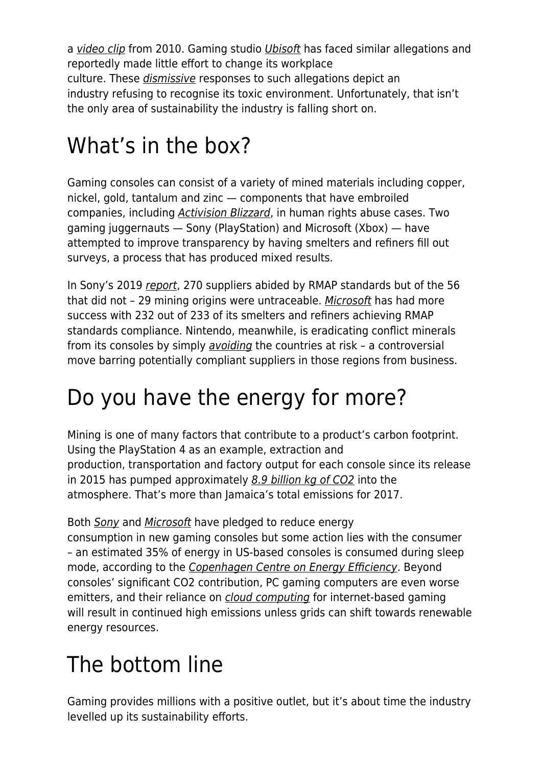a *video clip* from 2010. Gaming studio *Ubisoft* has faced similar allegations and reportedly made little effort to change its workplace culture. These *dismissive* responses to such allegations depict an industry refusing to recognise its toxic environment. Unfortunately, that isn't the only area of sustainability the industry is falling short on.

## What's in the box?

Gaming consoles can consist of a variety of mined materials including copper, nickel, gold, tantalum and zinc — components that have embroiled companies, including *Activision Blizzard*, in human rights abuse cases. Two gaming juggernauts — Sony (PlayStation) and Microsoft (Xbox) — have attempted to improve transparency by having smelters and refiners fill out surveys, a process that has produced mixed results.

In Sony's 2019 *report*, 270 suppliers abided by RMAP standards but of the 56 that did not – 29 mining origins were untraceable. *Microsoft* has had more success with 232 out of 233 of its smelters and refiners achieving RMAP standards compliance. Nintendo, meanwhile, is eradicating conflict minerals from its consoles by simply *avoiding* the countries at risk – a controversial move barring potentially compliant suppliers in those regions from business.

## Do you have the energy for more?

Mining is one of many factors that contribute to a product's carbon footprint. Using the PlayStation 4 as an example, extraction and production, transportation and factory output for each console since its release in 2015 has pumped approximately *8.9 billion kg of CO2* into the atmosphere. That's more than Jamaica's total emissions for 2017.

Both *Sony* and *Microsoft* have pledged to reduce energy consumption in new gaming consoles but some action lies with the consumer – an estimated 35% of energy in US-based consoles is consumed during sleep mode, according to the *Copenhagen Centre on Energy Efficiency*. Beyond consoles' significant CO2 contribution, PC gaming computers are even worse emitters, and their reliance on *cloud computing* for internet-based gaming will result in continued high emissions unless grids can shift towards renewable energy resources.

## The bottom line

Gaming provides millions with a positive outlet, but it's about time the industry levelled up its sustainability efforts.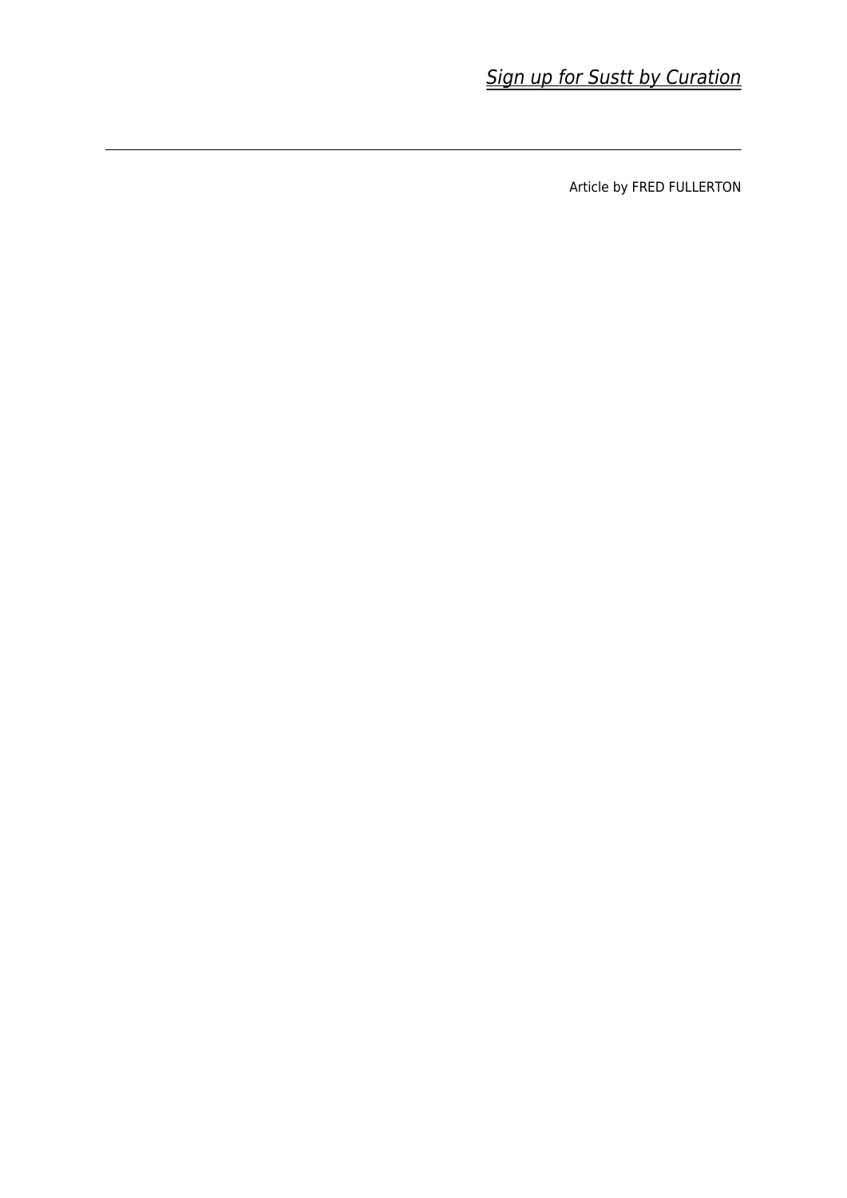*Sign up for Sustt by Curation*

---

Article by FRED FULLERTON